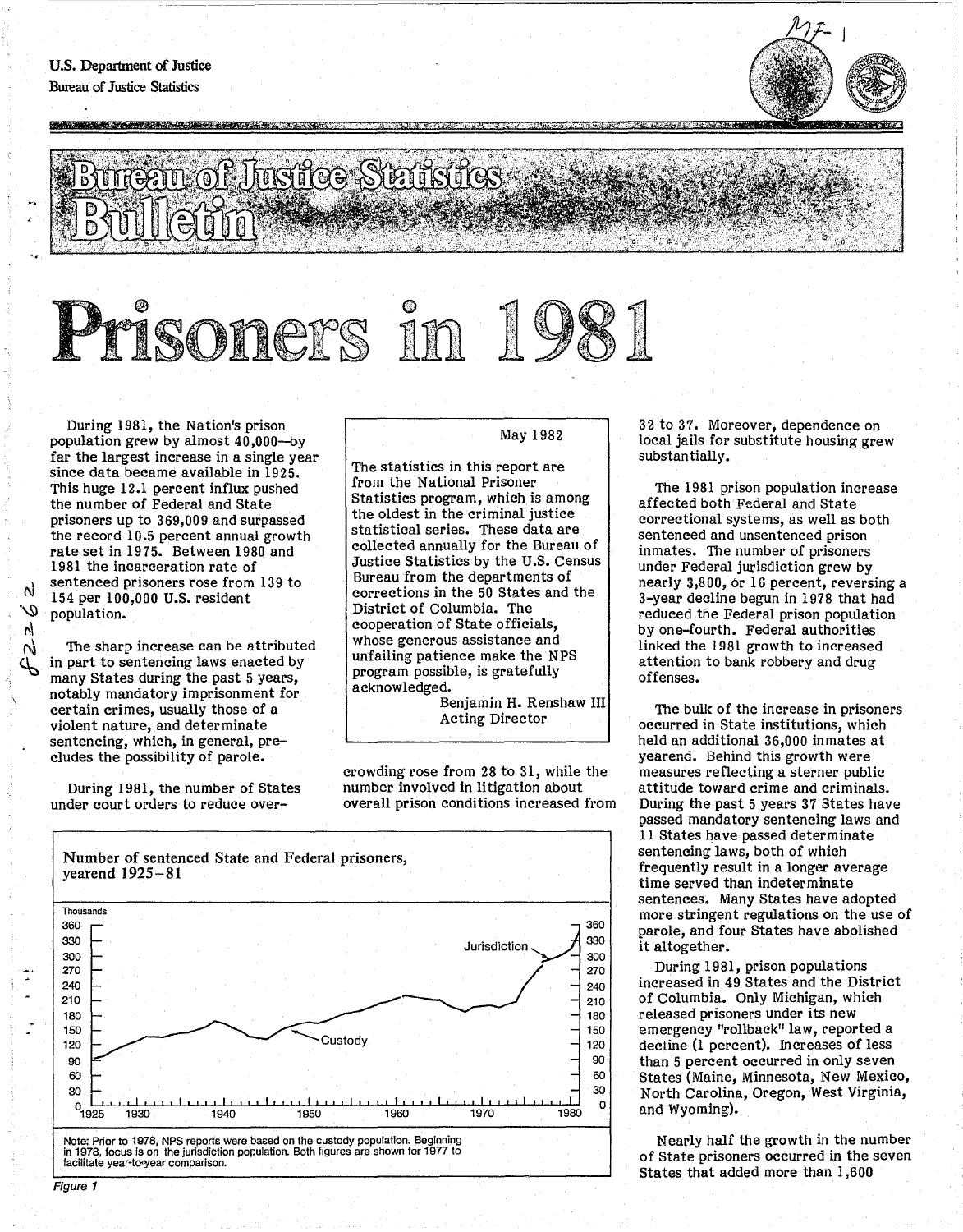U.S. Department of Justice
Bureau of Justice Statistics

# Bureau of Justice Statistics Bulletin

# Prisoners in 1981

May 1982

The statistics in this report are from the National Prisoner Statistics program, which is among the oldest in the criminal justice statistical series. These data are collected annually for the Bureau of Justice Statistics by the U.S. Census Bureau from the departments of corrections in the 50 States and the District of Columbia. The cooperation of State officials, whose generous assistance and unfailing patience make the NPS program possible, is gratefully acknowledged.

Benjamin H. Renshaw III
Acting Director

During 1981, the Nation's prison population grew by almost 40,000—by far the largest increase in a single year since data became available in 1925. This huge 12.1 percent influx pushed the number of Federal and State prisoners up to 369,009 and surpassed the record 10.5 percent annual growth rate set in 1975. Between 1980 and 1981 the incarceration rate of sentenced prisoners rose from 139 to 154 per 100,000 U.S. resident population.

The sharp increase can be attributed in part to sentencing laws enacted by many States during the past 5 years, notably mandatory imprisonment for certain crimes, usually those of a violent nature, and determinate sentencing, which, in general, precludes the possibility of parole.

During 1981, the number of States under court orders to reduce overcrowding rose from 28 to 31, while the number involved in litigation about overall prison conditions increased from 32 to 37. Moreover, dependence on local jails for substitute housing grew substantially.

The 1981 prison population increase affected both Federal and State correctional systems, as well as both sentenced and unsentenced prison inmates. The number of prisoners under Federal jurisdiction grew by nearly 3,800, or 16 percent, reversing a 3-year decline begun in 1978 that had reduced the Federal prison population by one-fourth. Federal authorities linked the 1981 growth to increased attention to bank robbery and drug offenses.

The bulk of the increase in prisoners occurred in State institutions, which held an additional 36,000 inmates at yearend. Behind this growth were measures reflecting a sterner public attitude toward crime and criminals. During the past 5 years 37 States have passed mandatory sentencing laws and 11 States have passed determinate sentencing laws, both of which frequently result in a longer average time served than indeterminate sentences. Many States have adopted more stringent regulations on the use of parole, and four States have abolished it altogether.

During 1981, prison populations increased in 49 States and the District of Columbia. Only Michigan, which released prisoners under its new emergency "rollback" law, reported a decline (1 percent). Increases of less than 5 percent occurred in only seven States (Maine, Minnesota, New Mexico, North Carolina, Oregon, West Virginia, and Wyoming).

Nearly half the growth in the number of State prisoners occurred in the seven States that added more than 1,600

Number of sentenced State and Federal prisoners, yearend 1925–81

Note: Prior to 1978, NPS reports were based on the custody population. Beginning in 1978, focus is on the jurisdiction population. Both figures are shown for 1977 to facilitate year-to-year comparison.

Figure 1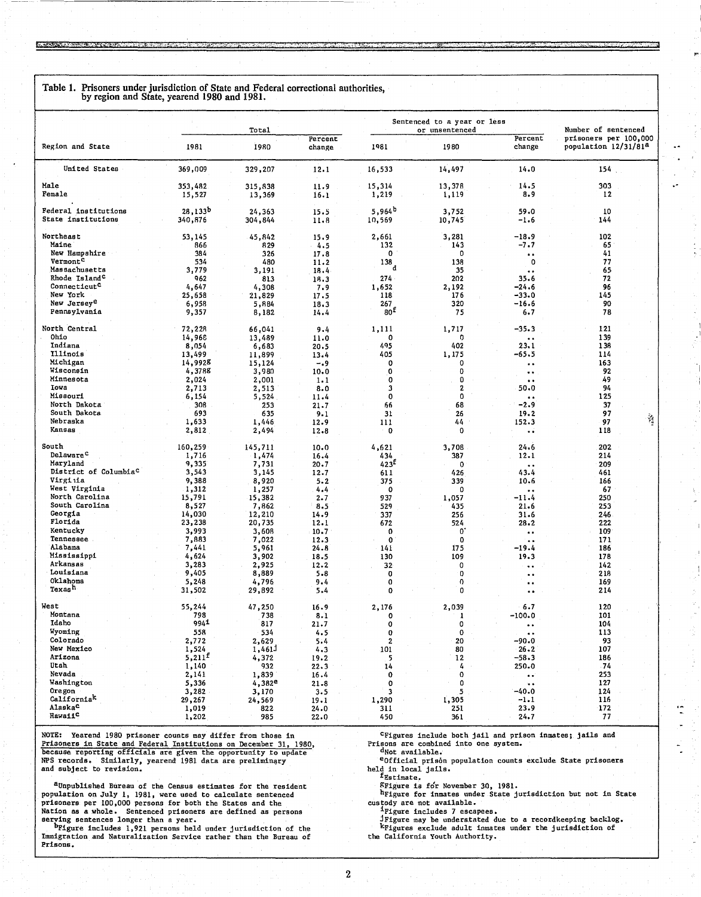**Table 1. Prisoners under jurisdiction of State and Federal correctional authorities, by region and State, yearend 1980 and 1981.**

| Region and State | Total | | | Sentenced to a year or less or unsentenced | | | Number of sentenced prisoners per 100,000 population 12/31/81[a] |
|---|---|---|---|---|---|---|---|
| | 1981 | 1980 | Percent change | 1981 | 1980 | Percent change | |
| United States | 369,009 | 329,207 | 12.1 | 16,533 | 14,497 | 14.0 | 154 |
| Male | 353,482 | 315,838 | 11.9 | 15,314 | 13,378 | 14.5 | 303 |
| Female | 15,527 | 13,369 | 16.1 | 1,219 | 1,119 | 8.9 | 12 |
| Federal institutions | 28,133[b] | 24,363 | 15.5 | 5,964[b] | 3,752 | 59.0 | 10 |
| State institutions | 340,876 | 304,844 | 11.8 | 10,569 | 10,745 | -1.6 | 144 |
| Northeast | 53,145 | 45,842 | 15.9 | 2,661 | 3,281 | -18.9 | 102 |
| Maine | 866 | 829 | 4.5 | 132 | 143 | -7.7 | 65 |
| New Hampshire | 384 | 326 | 17.8 | 0 | 0 | .. | 41 |
| Vermont[c] | 534 | 480 | 11.2 | 138 | 138 | 0 | 77 |
| Massachusetts | 3,779 | 3,191 | 18.4 | d | 35 | .. | 65 |
| Rhode Island[c] | 962 | 813 | 18.3 | 274 | 202 | 35.6 | 72 |
| Connecticut[c] | 4,647 | 4,308 | 7.9 | 1,652 | 2,192 | -24.6 | 96 |
| New York | 25,658 | 21,829 | 17.5 | 118 | 176 | -33.0 | 145 |
| New Jersey[e] | 6,958 | 5,884 | 18.3 | 267 | 320 | -16.6 | 90 |
| Pennsylvania | 9,357 | 8,182 | 14.4 | 80[f] | 75 | 6.7 | 78 |
| North Central | 72,228 | 66,041 | 9.4 | 1,111 | 1,717 | -35.3 | 121 |
| Ohio | 14,968 | 13,489 | 11.0 | 0 | 0 | .. | 139 |
| Indiana | 8,054 | 6,683 | 20.5 | 495 | 402 | 23.1 | 138 |
| Illinois | 13,499 | 11,899 | 13.4 | 405 | 1,175 | -65.5 | 114 |
| Michigan | 14,992[g] | 15,124 | -.9 | 0 | 0 | .. | 163 |
| Wisconsin | 4,378[g] | 3,980 | 10.0 | 0 | 0 | .. | 92 |
| Minnesota | 2,024 | 2,001 | 1.1 | 0 | 0 | .. | 49 |
| Iowa | 2,713 | 2,513 | 8.0 | 3 | 2 | 50.0 | 94 |
| Missouri | 6,154 | 5,524 | 11.4 | 0 | 0 | .. | 125 |
| North Dakota | 308 | 253 | 21.7 | 66 | 68 | -2.9 | 37 |
| South Dakota | 693 | 635 | 9.1 | 31 | 26 | 19.2 | 97 |
| Nebraska | 1,633 | 1,446 | 12.9 | 111 | 44 | 152.3 | 97 |
| Kansas | 2,812 | 2,494 | 12.8 | 0 | 0 | .. | 118 |
| South | 160,259 | 145,711 | 10.0 | 4,621 | 3,708 | 24.6 | 202 |
| Delaware[c] | 1,716 | 1,474 | 16.4 | 434 | 387 | 12.1 | 214 |
| Maryland | 9,335 | 7,731 | 20.7 | 423[f] | 0 | .. | 209 |
| District of Columbia[c] | 3,543 | 3,145 | 12.7 | 611 | 426 | 43.4 | 461 |
| Virginia | 9,388 | 8,920 | 5.2 | 375 | 339 | 10.6 | 166 |
| West Virginia | 1,312 | 1,257 | 4.4 | 0 | 0 | .. | 67 |
| North Carolina | 15,791 | 15,382 | 2.7 | 937 | 1,057 | -11.4 | 250 |
| South Carolina | 8,527 | 7,862 | 8.5 | 529 | 435 | 21.6 | 253 |
| Georgia | 14,030 | 12,210 | 14.9 | 337 | 256 | 31.6 | 246 |
| Florida | 23,238 | 20,735 | 12.1 | 672 | 524 | 28.2 | 222 |
| Kentucky | 3,993 | 3,608 | 10.7 | 0 | 0 | .. | 109 |
| Tennessee | 7,883 | 7,022 | 12.3 | 0 | 0 | .. | 171 |
| Alabama | 7,441 | 5,961 | 24.8 | 141 | 175 | -19.4 | 186 |
| Mississippi | 4,624 | 3,902 | 18.5 | 130 | 109 | 19.3 | 178 |
| Arkansas | 3,283 | 2,925 | 12.2 | 32 | 0 | .. | 142 |
| Louisiana | 9,405 | 8,889 | 5.8 | 0 | 0 | .. | 218 |
| Oklahoma | 5,248 | 4,796 | 9.4 | 0 | 0 | .. | 169 |
| Texas[h] | 31,502 | 29,892 | 5.4 | 0 | 0 | .. | 214 |
| West | 55,244 | 47,250 | 16.9 | 2,176 | 2,039 | 6.7 | 120 |
| Montana | 798 | 738 | 8.1 | 0 | 1 | -100.0 | 101 |
| Idaho | 994[i] | 817 | 21.7 | 0 | 0 | .. | 104 |
| Wyoming | 558 | 534 | 4.5 | 0 | 0 | .. | 113 |
| Colorado | 2,772 | 2,629 | 5.4 | 2 | 20 | -90.0 | 93 |
| New Mexico | 1,524 | 1,461[j] | 4.3 | 101 | 80 | 26.2 | 107 |
| Arizona | 5,211[f] | 4,372 | 19.2 | 5 | 12 | -58.3 | 186 |
| Utah | 1,140 | 932 | 22.3 | 14 | 4 | 250.0 | 74 |
| Nevada | 2,141 | 1,839 | 16.4 | 0 | 0 | .. | 253 |
| Washington | 5,336 | 4,382[e] | 21.8 | 0 | 0 | .. | 127 |
| Oregon | 3,282 | 3,170 | 3.5 | 3 | 5 | -40.0 | 124 |
| California[k] | 29,267 | 24,569 | 19.1 | 1,290 | 1,305 | -1.1 | 116 |
| Alaska[c] | 1,019 | 822 | 24.0 | 311 | 251 | 23.9 | 172 |
| Hawaii[c] | 1,202 | 985 | 22.0 | 450 | 361 | 24.7 | 77 |

NOTE: Yearend 1980 prisoner counts may differ from those in Prisoners in State and Federal Institutions on December 31, 1980, because reporting officials are given the opportunity to update NPS records. Similarly, yearend 1981 data are preliminary and subject to revision.

[a]Unpublished Bureau of the Census estimates for the resident population on July 1, 1981, were used to calculate sentenced prisoners per 100,000 persons for both the States and the Nation as a whole. Sentenced prisoners are defined as persons serving sentences longer than a year.

[b]Figure includes 1,921 persons held under jurisdiction of the Immigration and Naturalization Service rather than the Bureau of Prisons.

[c]Figures include both jail and prison inmates; jails and prisons are combined into one system.

[d]Not available.

[e]Official prison population counts exclude State prisoners held in local jails.

[f]Estimate.

[g]Figure is for November 30, 1981.

[h]Figure for inmates under State jurisdiction but not in State custody are not available.

[i]Figure includes 7 escapees.

[j]Figure may be understated due to a recordkeeping backlog.

[k]Figures exclude adult inmates under the jurisdiction of the California Youth Authority.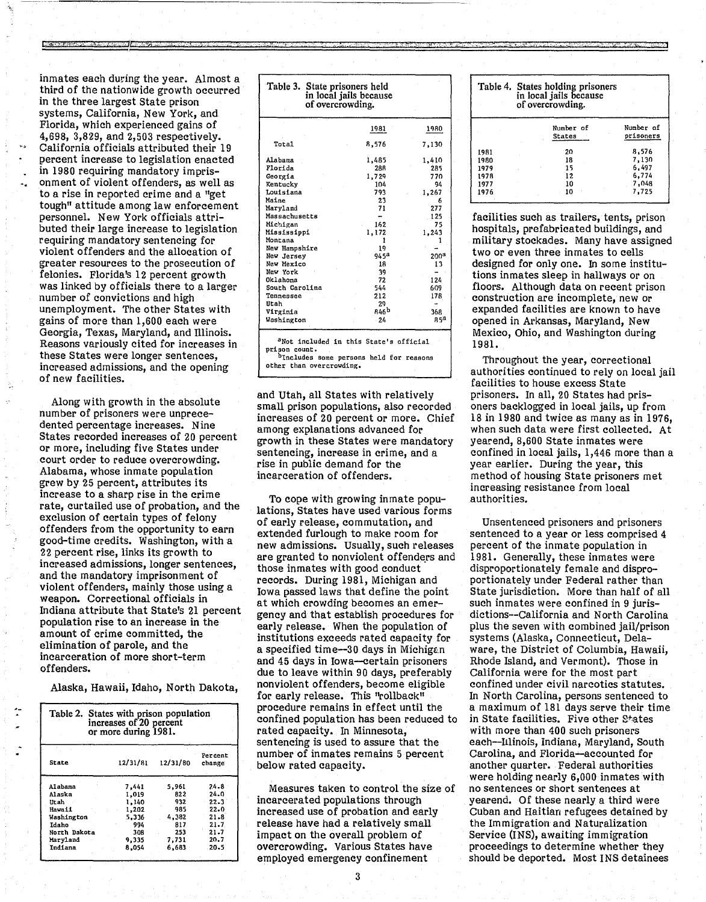inmates each during the year. Almost a third of the nationwide growth occurred in the three largest State prison systems, California, New York, and Florida, which experienced gains of 4,698, 3,829, and 2,503 respectively. California officials attributed their 19 percent increase to legislation enacted in 1980 requiring mandatory imprisonment of violent offenders, as well as to a rise in reported crime and a "get tough" attitude among law enforcement personnel. New York officials attributed their large increase to legislation requiring mandatory sentencing for violent offenders and the allocation of greater resources to the prosecution of felonies. Florida's 12 percent growth was linked by officials there to a larger number of convictions and high unemployment. The other States with gains of more than 1,600 each were Georgia, Texas, Maryland, and Illinois. Reasons variously cited for increases in these States were longer sentences, increased admissions, and the opening of new facilities.

Along with growth in the absolute number of prisoners were unprecedented percentage increases. Nine States recorded increases of 20 percent or more, including five States under court order to reduce overcrowding. Alabama, whose inmate population grew by 25 percent, attributes its increase to a sharp rise in the crime rate, curtailed use of probation, and the exclusion of certain types of felony offenders from the opportunity to earn good-time credits. Washington, with a 22 percent rise, links its growth to increased admissions, longer sentences, and the mandatory imprisonment of violent offenders, mainly those using a weapon. Correctional officials in Indiana attribute that State's 21 percent population rise to an increase in the amount of crime committed, the elimination of parole, and the incarceration of more short-term offenders.

Alaska, Hawaii, Idaho, North Dakota, and Utah, all States with relatively small prison populations, also recorded increases of 20 percent or more. Chief among explanations advanced for growth in these States were mandatory sentencing, increase in crime, and a rise in public demand for the incarceration of offenders.

Table 2. States with prison population increases of 20 percent or more during 1981.

| State | 12/31/81 | 12/31/80 | Percent change |
|---|---|---|---|
| Alabama | 7,441 | 5,961 | 24.8 |
| Alaska | 1,019 | 822 | 24.0 |
| Utah | 1,140 | 932 | 22.3 |
| Hawaii | 1,202 | 985 | 22.0 |
| Washington | 5,336 | 4,382 | 21.8 |
| Idaho | 994 | 817 | 21.7 |
| North Dakota | 308 | 253 | 21.7 |
| Maryland | 9,335 | 7,731 | 20.7 |
| Indiana | 8,054 | 6,683 | 20.5 |

Table 3. State prisoners held in local jails because of overcrowding.

| | 1981 | 1980 |
|---|---|---|
| Total | 8,576 | 7,130 |
| Alabama | 1,485 | 1,410 |
| Florida | 288 | 285 |
| Georgia | 1,729 | 770 |
| Kentucky | 104 | 94 |
| Louisiana | 793 | 1,267 |
| Maine | 23 | 6 |
| Maryland | 71 | 277 |
| Massachusetts | - | 125 |
| Michigan | 162 | 75 |
| Mississippi | 1,172 | 1,243 |
| Montana | 1 | 1 |
| New Hampshire | 19 | - |
| New Jersey | 945[a] | 200[a] |
| New Mexico | 18 | 13 |
| New York | 39 | - |
| Oklahoma | 72 | 124 |
| South Carolina | 544 | 609 |
| Tennessee | 212 | 178 |
| Utah | 29 | - |
| Virginia | 846[b] | 368 |
| Washington | 24 | 85[a] |

[a]Not included in this State's official prison count.
[b]Includes some persons held for reasons other than overcrowding.

To cope with growing inmate populations, States have used various forms of early release, commutation, and extended furlough to make room for new admissions. Usually, such releases are granted to nonviolent offenders and those inmates with good conduct records. During 1981, Michigan and Iowa passed laws that define the point at which crowding becomes an emergency and that establish procedures for early release. When the population of institutions exceeds rated capacity for a specified time—30 days in Michigan and 45 days in Iowa—certain prisoners due to leave within 90 days, preferably nonviolent offenders, become eligible for early release. This "rollback" procedure remains in effect until the confined population has been reduced to rated capacity. In Minnesota, sentencing is used to assure that the number of inmates remains 5 percent below rated capacity.

Measures taken to control the size of incarcerated populations through increased use of probation and early release have had a relatively small impact on the overall problem of overcrowding. Various States have employed emergency confinement facilities such as trailers, tents, prison hospitals, prefabricated buildings, and military stockades. Many have assigned two or even three inmates to cells designed for only one. In some institutions inmates sleep in hallways or on floors. Although data on recent prison construction are incomplete, new or expanded facilities are known to have opened in Arkansas, Maryland, New Mexico, Ohio, and Washington during 1981.

Table 4. States holding prisoners in local jails because of overcrowding.

| | Number of States | Number of prisoners |
|---|---|---|
| 1981 | 20 | 8,576 |
| 1980 | 18 | 7,130 |
| 1979 | 15 | 6,497 |
| 1978 | 12 | 6,774 |
| 1977 | 10 | 7,048 |
| 1976 | 10 | 7,725 |

Throughout the year, correctional authorities continued to rely on local jail facilities to house excess State prisoners. In all, 20 States had prisoners backlogged in local jails, up from 18 in 1980 and twice as many as in 1976, when such data were first collected. At yearend, 8,600 State inmates were confined in local jails, 1,446 more than a year earlier. During the year, this method of housing State prisoners met increasing resistance from local authorities.

Unsentenced prisoners and prisoners sentenced to a year or less comprised 4 percent of the inmate population in 1981. Generally, these inmates were disproportionately female and disproportionately under Federal rather than State jurisdiction. More than half of all such inmates were confined in 9 jurisdictions--California and North Carolina plus the seven with combined jail/prison systems (Alaska, Connecticut, Delaware, the District of Columbia, Hawaii, Rhode Island, and Vermont). Those in California were for the most part confined under civil narcotics statutes. In North Carolina, persons sentenced to a maximum of 181 days serve their time in State facilities. Five other States with more than 400 such prisoners each--Illinois, Indiana, Maryland, South Carolina, and Florida--accounted for another quarter. Federal authorities were holding nearly 6,000 inmates with no sentences or short sentences at yearend. Of these nearly a third were Cuban and Haitian refugees detained by the Immigration and Naturalization Service (INS), awaiting immigration proceedings to determine whether they should be deported. Most INS detainees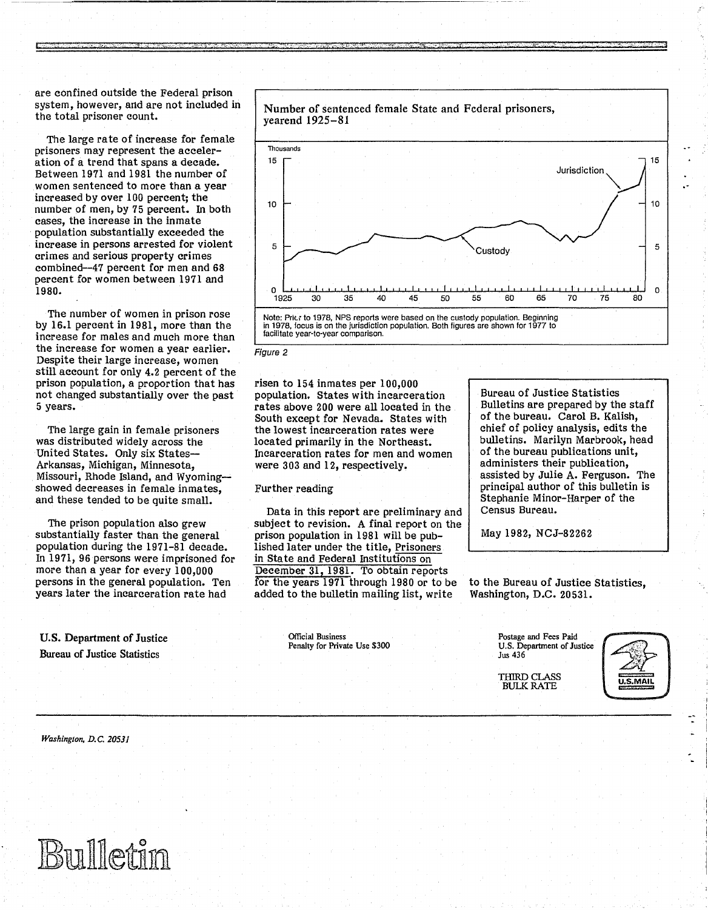are confined outside the Federal prison system, however, and are not included in the total prisoner count.

The large rate of increase for female prisoners may represent the acceleration of a trend that spans a decade. Between 1971 and 1981 the number of women sentenced to more than a year increased by over 100 percent; the number of men, by 75 percent. In both cases, the increase in the inmate population substantially exceeded the increase in persons arrested for violent crimes and serious property crimes combined—47 percent for men and 68 percent for women between 1971 and 1980.

The number of women in prison rose by 16.1 percent in 1981, more than the increase for males and much more than the increase for women a year earlier. Despite their large increase, women still account for only 4.2 percent of the prison population, a proportion that has not changed substantially over the past 5 years.

The large gain in female prisoners was distributed widely across the United States. Only six States—Arkansas, Michigan, Minnesota, Missouri, Rhode Island, and Wyoming—showed decreases in female inmates, and these tended to be quite small.

The prison population also grew substantially faster than the general population during the 1971-81 decade. In 1971, 96 persons were imprisoned for more than a year for every 100,000 persons in the general population. Ten years later the incarceration rate had risen to 154 inmates per 100,000 population. States with incarceration rates above 200 were all located in the South except for Nevada. States with the lowest incarceration rates were located primarily in the Northeast. Incarceration rates for men and women were 303 and 12, respectively.

**Number of sentenced female State and Federal prisoners, yearend 1925–81**

Thousands

15
10
5
0

1925 30 35 40 45 50 55 60 65 70 75 80

Jurisdiction

Custody

Note: Prior to 1978, NPS reports were based on the custody population. Beginning in 1978, focus is on the jurisdiction population. Both figures are shown for 1977 to facilitate year-to-year comparison.

*Figure 2*

## Further reading

Data in this report are preliminary and subject to revision. A final report on the prison population in 1981 will be published later under the title, Prisoners in State and Federal Institutions on December 31, 1981. To obtain reports for the years 1971 through 1980 or to be added to the bulletin mailing list, write to the Bureau of Justice Statistics, Washington, D.C. 20531.

Bureau of Justice Statistics Bulletins are prepared by the staff of the bureau. Carol B. Kalish, chief of policy analysis, edits the bulletins. Marilyn Marbrook, head of the bureau publications unit, administers their publication, assisted by Julie A. Ferguson. The principal author of this bulletin is Stephanie Minor-Harper of the Census Bureau.

May 1982, NCJ-82262

**U.S. Department of Justice**
**Bureau of Justice Statistics**

Official Business
Penalty for Private Use $300

Postage and Fees Paid
U.S. Department of Justice
Jus 436

THIRD CLASS
BULK RATE

U.S.MAIL

*Washington, D.C. 20531*

# Bulletin